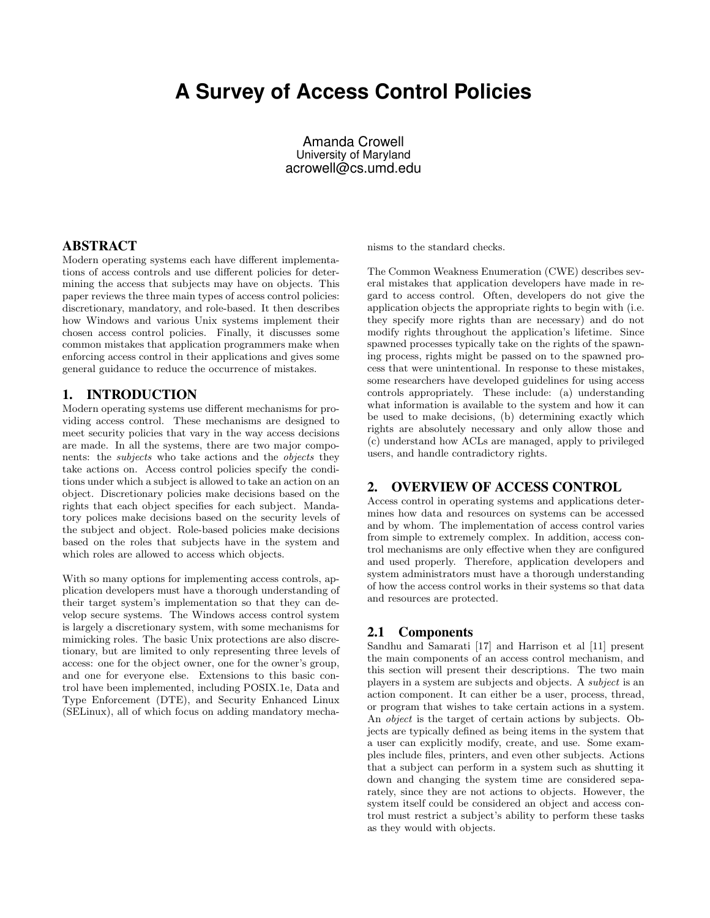# A Survey of Access Control Policies

Amanda Crowell
University of Maryland
acrowell@cs.umd.edu

## ABSTRACT

Modern operating systems each have different implementations of access controls and use different policies for determining the access that subjects may have on objects. This paper reviews the three main types of access control policies: discretionary, mandatory, and role-based. It then describes how Windows and various Unix systems implement their chosen access control policies. Finally, it discusses some common mistakes that application programmers make when enforcing access control in their applications and gives some general guidance to reduce the occurrence of mistakes.

## 1. INTRODUCTION

Modern operating systems use different mechanisms for providing access control. These mechanisms are designed to meet security policies that vary in the way access decisions are made. In all the systems, there are two major components: the *subjects* who take actions and the *objects* they take actions on. Access control policies specify the conditions under which a subject is allowed to take an action on an object. Discretionary policies make decisions based on the rights that each object specifies for each subject. Mandatory polices make decisions based on the security levels of the subject and object. Role-based policies make decisions based on the roles that subjects have in the system and which roles are allowed to access which objects.

With so many options for implementing access controls, application developers must have a thorough understanding of their target system's implementation so that they can develop secure systems. The Windows access control system is largely a discretionary system, with some mechanisms for mimicking roles. The basic Unix protections are also discretionary, but are limited to only representing three levels of access: one for the object owner, one for the owner's group, and one for everyone else. Extensions to this basic control have been implemented, including POSIX.1e, Data and Type Enforcement (DTE), and Security Enhanced Linux (SELinux), all of which focus on adding mandatory mechanisms to the standard checks.

The Common Weakness Enumeration (CWE) describes several mistakes that application developers have made in regard to access control. Often, developers do not give the application objects the appropriate rights to begin with (i.e. they specify more rights than are necessary) and do not modify rights throughout the application's lifetime. Since spawned processes typically take on the rights of the spawning process, rights might be passed on to the spawned process that were unintentional. In response to these mistakes, some researchers have developed guidelines for using access controls appropriately. These include: (a) understanding what information is available to the system and how it can be used to make decisions, (b) determining exactly which rights are absolutely necessary and only allow those and (c) understand how ACLs are managed, apply to privileged users, and handle contradictory rights.

## 2. OVERVIEW OF ACCESS CONTROL

Access control in operating systems and applications determines how data and resources on systems can be accessed and by whom. The implementation of access control varies from simple to extremely complex. In addition, access control mechanisms are only effective when they are configured and used properly. Therefore, application developers and system administrators must have a thorough understanding of how the access control works in their systems so that data and resources are protected.

### 2.1 Components

Sandhu and Samarati [17] and Harrison et al [11] present the main components of an access control mechanism, and this section will present their descriptions. The two main players in a system are subjects and objects. A *subject* is an action component. It can either be a user, process, thread, or program that wishes to take certain actions in a system. An *object* is the target of certain actions by subjects. Objects are typically defined as being items in the system that a user can explicitly modify, create, and use. Some examples include files, printers, and even other subjects. Actions that a subject can perform in a system such as shutting it down and changing the system time are considered separately, since they are not actions to objects. However, the system itself could be considered an object and access control must restrict a subject's ability to perform these tasks as they would with objects.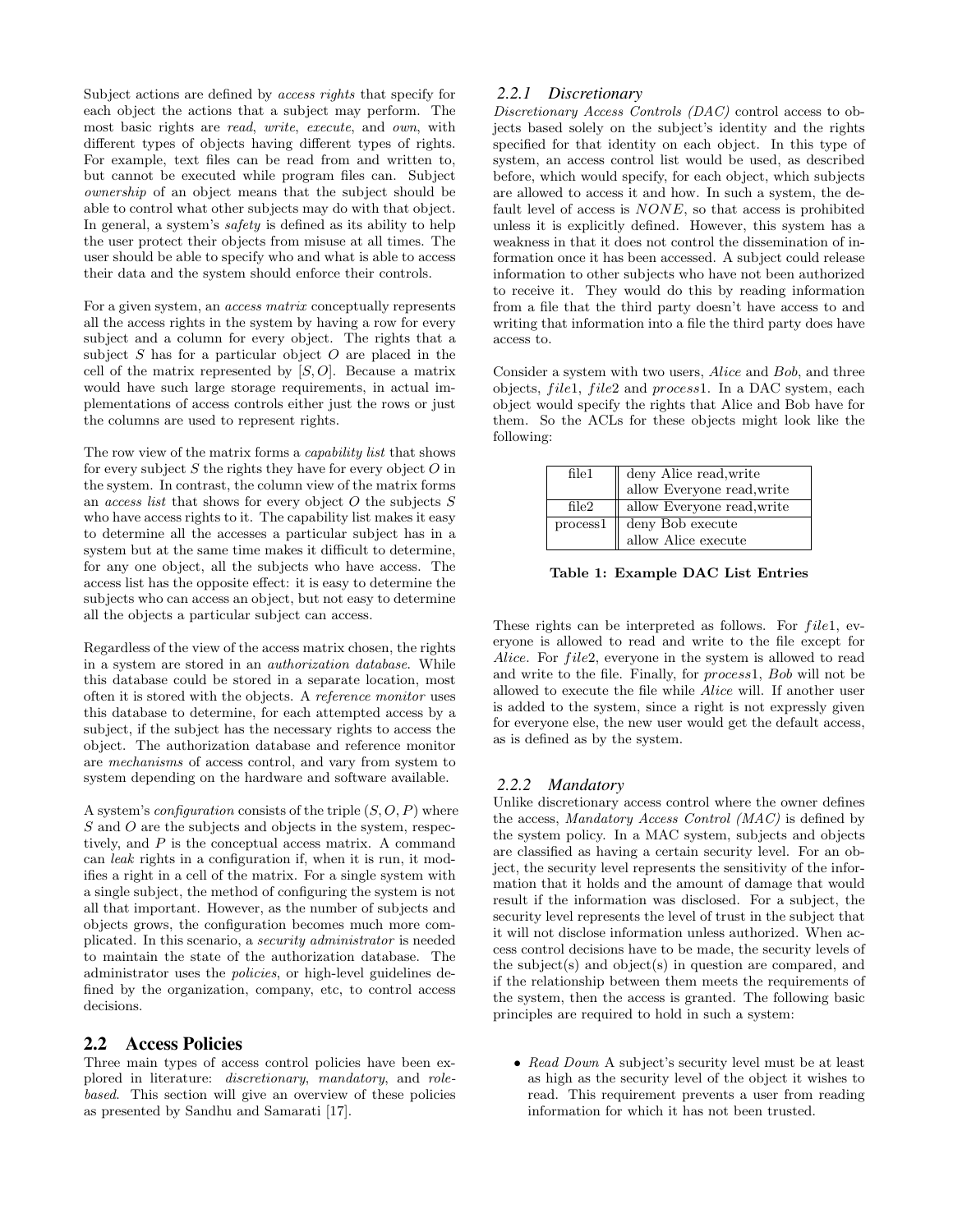Subject actions are defined by *access rights* that specify for each object the actions that a subject may perform. The most basic rights are *read*, *write*, *execute*, and *own*, with different types of objects having different types of rights. For example, text files can be read from and written to, but cannot be executed while program files can. Subject *ownership* of an object means that the subject should be able to control what other subjects may do with that object. In general, a system's *safety* is defined as its ability to help the user protect their objects from misuse at all times. The user should be able to specify who and what is able to access their data and the system should enforce their controls.

For a given system, an *access matrix* conceptually represents all the access rights in the system by having a row for every subject and a column for every object. The rights that a subject $S$ has for a particular object $O$ are placed in the cell of the matrix represented by $[S, O]$. Because a matrix would have such large storage requirements, in actual implementations of access controls either just the rows or just the columns are used to represent rights.

The row view of the matrix forms a *capability list* that shows for every subject $S$ the rights they have for every object $O$ in the system. In contrast, the column view of the matrix forms an *access list* that shows for every object $O$ the subjects $S$ who have access rights to it. The capability list makes it easy to determine all the accesses a particular subject has in a system but at the same time makes it difficult to determine, for any one object, all the subjects who have access. The access list has the opposite effect: it is easy to determine the subjects who can access an object, but not easy to determine all the objects a particular subject can access.

Regardless of the view of the access matrix chosen, the rights in a system are stored in an *authorization database*. While this database could be stored in a separate location, most often it is stored with the objects. A *reference monitor* uses this database to determine, for each attempted access by a subject, if the subject has the necessary rights to access the object. The authorization database and reference monitor are *mechanisms* of access control, and vary from system to system depending on the hardware and software available.

A system's *configuration* consists of the triple $(S, O, P)$ where $S$ and $O$ are the subjects and objects in the system, respectively, and $P$ is the conceptual access matrix. A command can *leak* rights in a configuration if, when it is run, it modifies a right in a cell of the matrix. For a single system with a single subject, the method of configuring the system is not all that important. However, as the number of subjects and objects grows, the configuration becomes much more complicated. In this scenario, a *security administrator* is needed to maintain the state of the authorization database. The administrator uses the *policies*, or high-level guidelines defined by the organization, company, etc, to control access decisions.

## 2.2 Access Policies

Three main types of access control policies have been explored in literature: *discretionary*, *mandatory*, and *role-based*. This section will give an overview of these policies as presented by Sandhu and Samarati [17].

### 2.2.1 Discretionary

*Discretionary Access Controls (DAC)* control access to objects based solely on the subject's identity and the rights specified for that identity on each object. In this type of system, an access control list would be used, as described before, which would specify, for each object, which subjects are allowed to access it and how. In such a system, the default level of access is $NONE$, so that access is prohibited unless it is explicitly defined. However, this system has a weakness in that it does not control the dissemination of information once it has been accessed. A subject could release information to other subjects who have not been authorized to receive it. They would do this by reading information from a file that the third party doesn't have access to and writing that information into a file the third party does have access to.

Consider a system with two users, *Alice* and *Bob*, and three objects, $file1$, $file2$ and $process1$. In a DAC system, each object would specify the rights that Alice and Bob have for them. So the ACLs for these objects might look like the following:

| | |
|---|---|
| file1 | deny Alice read,write<br>allow Everyone read,write |
| file2 | allow Everyone read,write |
| process1 | deny Bob execute<br>allow Alice execute |

**Table 1: Example DAC List Entries**

These rights can be interpreted as follows. For $file1$, everyone is allowed to read and write to the file except for *Alice*. For $file2$, everyone in the system is allowed to read and write to the file. Finally, for $process1$, *Bob* will not be allowed to execute the file while *Alice* will. If another user is added to the system, since a right is not expressly given for everyone else, the new user would get the default access, as is defined as by the system.

### 2.2.2 Mandatory

Unlike discretionary access control where the owner defines the access, *Mandatory Access Control (MAC)* is defined by the system policy. In a MAC system, subjects and objects are classified as having a certain security level. For an object, the security level represents the sensitivity of the information that it holds and the amount of damage that would result if the information was disclosed. For a subject, the security level represents the level of trust in the subject that it will not disclose information unless authorized. When access control decisions have to be made, the security levels of the subject(s) and object(s) in question are compared, and if the relationship between them meets the requirements of the system, then the access is granted. The following basic principles are required to hold in such a system:

- *Read Down* A subject's security level must be at least as high as the security level of the object it wishes to read. This requirement prevents a user from reading information for which it has not been trusted.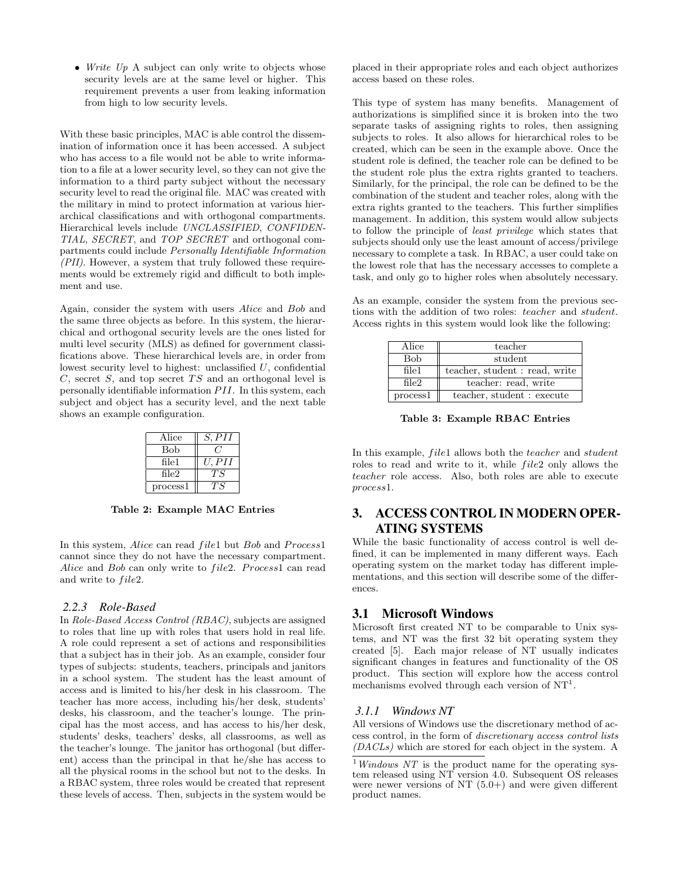- *Write Up* A subject can only write to objects whose security levels are at the same level or higher. This requirement prevents a user from leaking information from high to low security levels.

With these basic principles, MAC is able control the dissemination of information once it has been accessed. A subject who has access to a file would not be able to write information to a file at a lower security level, so they can not give the information to a third party subject without the necessary security level to read the original file. MAC was created with the military in mind to protect information at various hierarchical classifications and with orthogonal compartments. Hierarchical levels include *UNCLASSIFIED*, *CONFIDENTIAL*, *SECRET*, and *TOP SECRET* and orthogonal compartments could include *Personally Identifiable Information (PII)*. However, a system that truly followed these requirements would be extremely rigid and difficult to both implement and use.

Again, consider the system with users *Alice* and *Bob* and the same three objects as before. In this system, the hierarchical and orthogonal security levels are the ones listed for multi level security (MLS) as defined for government classifications above. These hierarchical levels are, in order from lowest security level to highest: unclassified $U$, confidential $C$, secret $S$, and top secret $TS$ and an orthogonal level is personally identifiable information $PII$. In this system, each subject and object has a security level, and the next table shows an example configuration.

| | |
|---|---|
| Alice | $S, PII$ |
| Bob | $C$ |
| file1 | $U, PII$ |
| file2 | $TS$ |
| process1 | $TS$ |

**Table 2: Example MAC Entries**

In this system, *Alice* can read $file1$ but *Bob* and $Process1$ cannot since they do not have the necessary compartment. *Alice* and *Bob* can only write to $file2$. $Process1$ can read and write to $file2$.

#### 2.2.3 Role-Based

In *Role-Based Access Control (RBAC)*, subjects are assigned to roles that line up with roles that users hold in real life. A role could represent a set of actions and responsibilities that a subject has in their job. As an example, consider four types of subjects: students, teachers, principals and janitors in a school system. The student has the least amount of access and is limited to his/her desk in his classroom. The teacher has more access, including his/her desk, students' desks, his classroom, and the teacher's lounge. The principal has the most access, and has access to his/her desk, students' desks, teachers' desks, all classrooms, as well as the teacher's lounge. The janitor has orthogonal (but different) access than the principal in that he/she has access to all the physical rooms in the school but not to the desks. In a RBAC system, three roles would be created that represent these levels of access. Then, subjects in the system would be placed in their appropriate roles and each object authorizes access based on these roles.

This type of system has many benefits. Management of authorizations is simplified since it is broken into the two separate tasks of assigning rights to roles, then assigning subjects to roles. It also allows for hierarchical roles to be created, which can be seen in the example above. Once the student role is defined, the teacher role can be defined to be the student role plus the extra rights granted to teachers. Similarly, for the principal, the role can be defined to be the combination of the student and teacher roles, along with the extra rights granted to the teachers. This further simplifies management. In addition, this system would allow subjects to follow the principle of *least privilege* which states that subjects should only use the least amount of access/privilege necessary to complete a task. In RBAC, a user could take on the lowest role that has the necessary accesses to complete a task, and only go to higher roles when absolutely necessary.

As an example, consider the system from the previous sections with the addition of two roles: *teacher* and *student*. Access rights in this system would look like the following:

| | |
|---|---|
| Alice | teacher |
| Bob | student |
| file1 | teacher, student : read, write |
| file2 | teacher: read, write |
| process1 | teacher, student : execute |

**Table 3: Example RBAC Entries**

In this example, $file1$ allows both the *teacher* and *student* roles to read and write to it, while $file2$ only allows the *teacher* role access. Also, both roles are able to execute *process*1.

## 3. ACCESS CONTROL IN MODERN OPERATING SYSTEMS

While the basic functionality of access control is well defined, it can be implemented in many different ways. Each operating system on the market today has different implementations, and this section will describe some of the differences.

### 3.1 Microsoft Windows

Microsoft first created NT to be comparable to Unix systems, and NT was the first 32 bit operating system they created [5]. Each major release of NT usually indicates significant changes in features and functionality of the OS product. This section will explore how the access control mechanisms evolved through each version of NT[1].

#### 3.1.1 Windows NT

All versions of Windows use the discretionary method of access control, in the form of *discretionary access control lists (DACLs)* which are stored for each object in the system. A

[1] *Windows NT* is the product name for the operating system released using NT version 4.0. Subsequent OS releases were newer versions of NT (5.0+) and were given different product names.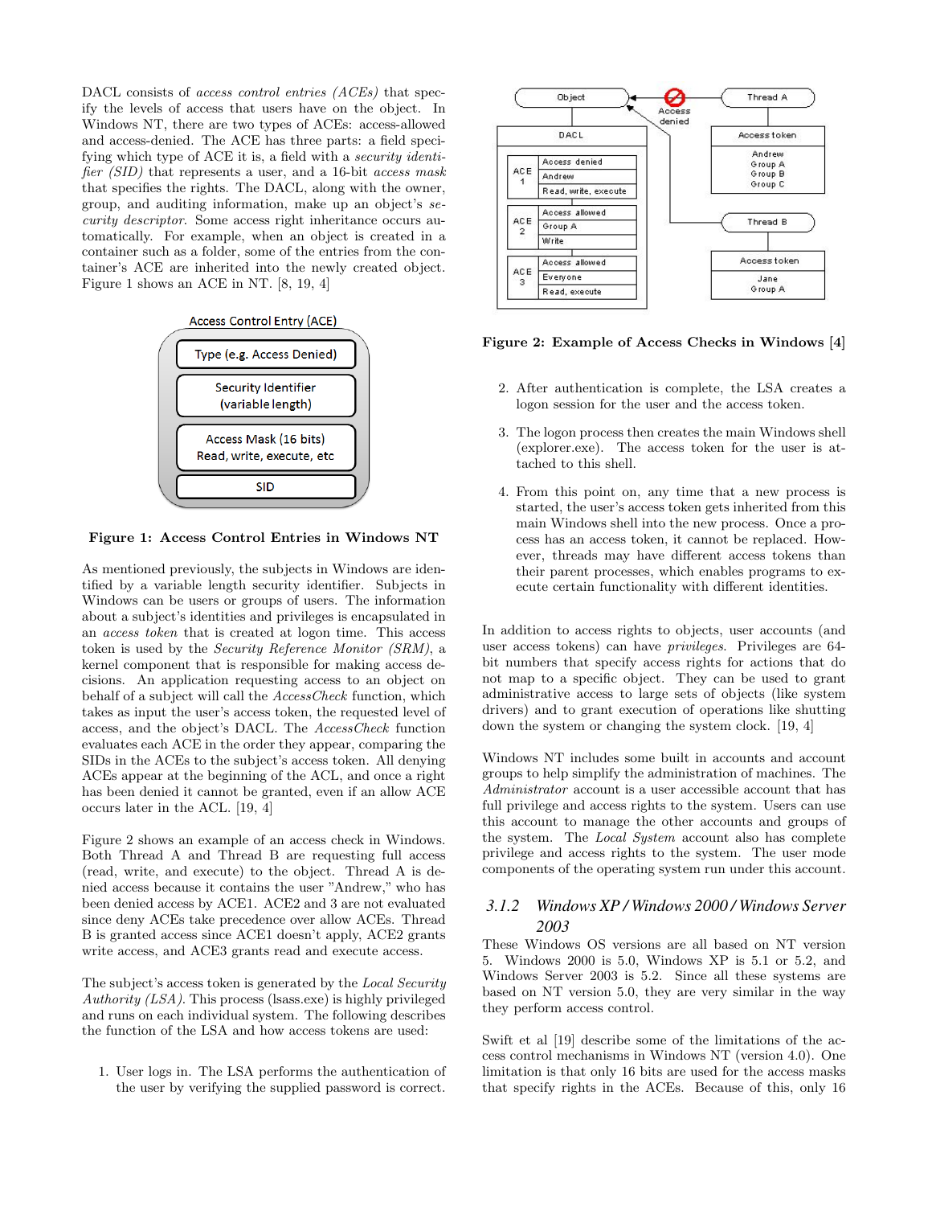DACL consists of *access control entries (ACEs)* that specify the levels of access that users have on the object. In Windows NT, there are two types of ACEs: access-allowed and access-denied. The ACE has three parts: a field specifying which type of ACE it is, a field with a *security identifier (SID)* that represents a user, and a 16-bit *access mask* that specifies the rights. The DACL, along with the owner, group, and auditing information, make up an object's *security descriptor*. Some access right inheritance occurs automatically. For example, when an object is created in a container such as a folder, some of the entries from the container's ACE are inherited into the newly created object. Figure 1 shows an ACE in NT. [8, 19, 4]

Access Control Entry (ACE)

Type (e.g. Access Denied)

Security Identifier (variable length)

Access Mask (16 bits) Read, write, execute, etc

SID

**Figure 1: Access Control Entries in Windows NT**

As mentioned previously, the subjects in Windows are identified by a variable length security identifier. Subjects in Windows can be users or groups of users. The information about a subject's identities and privileges is encapsulated in an *access token* that is created at logon time. This access token is used by the *Security Reference Monitor (SRM)*, a kernel component that is responsible for making access decisions. An application requesting access to an object on behalf of a subject will call the *AccessCheck* function, which takes as input the user's access token, the requested level of access, and the object's DACL. The *AccessCheck* function evaluates each ACE in the order they appear, comparing the SIDs in the ACEs to the subject's access token. All denying ACEs appear at the beginning of the ACL, and once a right has been denied it cannot be granted, even if an allow ACE occurs later in the ACL. [19, 4]

Figure 2 shows an example of an access check in Windows. Both Thread A and Thread B are requesting full access (read, write, and execute) to the object. Thread A is denied access because it contains the user "Andrew," who has been denied access by ACE1. ACE2 and 3 are not evaluated since deny ACEs take precedence over allow ACEs. Thread B is granted access since ACE1 doesn't apply, ACE2 grants write access, and ACE3 grants read and execute access.

The subject's access token is generated by the *Local Security Authority (LSA)*. This process (lsass.exe) is highly privileged and runs on each individual system. The following describes the function of the LSA and how access tokens are used:

1. User logs in. The LSA performs the authentication of the user by verifying the supplied password is correct.

Object

Access denied

Thread A

DACL

ACE 1 | Access denied | Andrew | Read, write, execute

ACE 2 | Access allowed | Group A | Write

ACE 3 | Access allowed | Everyone | Read, execute

Access token: Andrew, Group A, Group B, Group C

Thread B

Access token: Jane, Group A

**Figure 2: Example of Access Checks in Windows [4]**

2. After authentication is complete, the LSA creates a logon session for the user and the access token.

3. The logon process then creates the main Windows shell (explorer.exe). The access token for the user is attached to this shell.

4. From this point on, any time that a new process is started, the user's access token gets inherited from this main Windows shell into the new process. Once a process has an access token, it cannot be replaced. However, threads may have different access tokens than their parent processes, which enables programs to execute certain functionality with different identities.

In addition to access rights to objects, user accounts (and user access tokens) can have *privileges*. Privileges are 64-bit numbers that specify access rights for actions that do not map to a specific object. They can be used to grant administrative access to large sets of objects (like system drivers) and to grant execution of operations like shutting down the system or changing the system clock. [19, 4]

Windows NT includes some built in accounts and account groups to help simplify the administration of machines. The *Administrator* account is a user accessible account that has full privilege and access rights to the system. Users can use this account to manage the other accounts and groups of the system. The *Local System* account also has complete privilege and access rights to the system. The user mode components of the operating system run under this account.

### 3.1.2 Windows XP / Windows 2000 / Windows Server 2003

These Windows OS versions are all based on NT version 5. Windows 2000 is 5.0, Windows XP is 5.1 or 5.2, and Windows Server 2003 is 5.2. Since all these systems are based on NT version 5.0, they are very similar in the way they perform access control.

Swift et al [19] describe some of the limitations of the access control mechanisms in Windows NT (version 4.0). One limitation is that only 16 bits are used for the access masks that specify rights in the ACEs. Because of this, only 16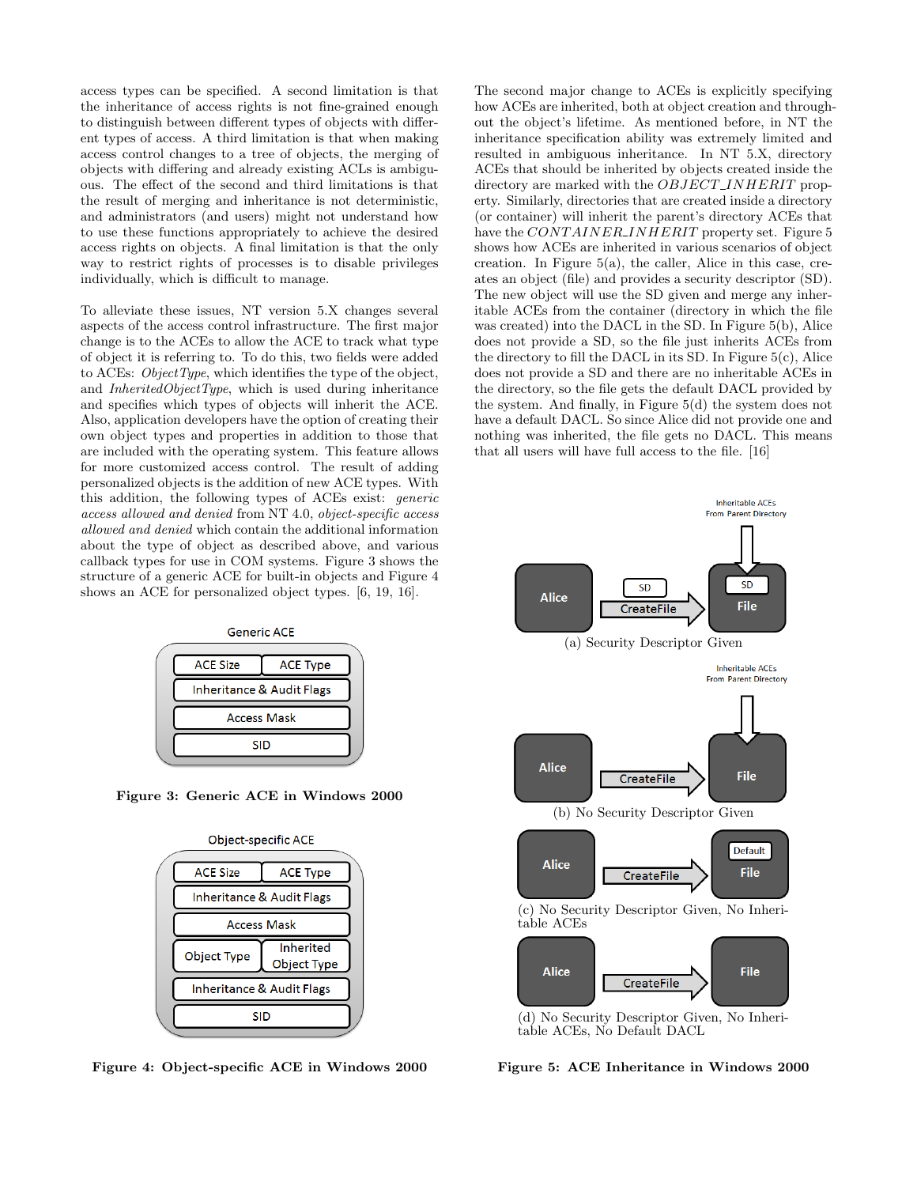access types can be specified. A second limitation is that the inheritance of access rights is not fine-grained enough to distinguish between different types of objects with different types of access. A third limitation is that when making access control changes to a tree of objects, the merging of objects with differing and already existing ACLs is ambiguous. The effect of the second and third limitations is that the result of merging and inheritance is not deterministic, and administrators (and users) might not understand how to use these functions appropriately to achieve the desired access rights on objects. A final limitation is that the only way to restrict rights of processes is to disable privileges individually, which is difficult to manage.

To alleviate these issues, NT version 5.X changes several aspects of the access control infrastructure. The first major change is to the ACEs to allow the ACE to track what type of object it is referring to. To do this, two fields were added to ACEs: *ObjectType*, which identifies the type of the object, and *InheritedObjectType*, which is used during inheritance and specifies which types of objects will inherit the ACE. Also, application developers have the option of creating their own object types and properties in addition to those that are included with the operating system. This feature allows for more customized access control. The result of adding personalized objects is the addition of new ACE types. With this addition, the following types of ACEs exist: *generic access allowed and denied* from NT 4.0, *object-specific access allowed and denied* which contain the additional information about the type of object as described above, and various callback types for use in COM systems. Figure 3 shows the structure of a generic ACE for built-in objects and Figure 4 shows an ACE for personalized object types. [6, 19, 16].

Generic ACE

ACE Size
ACE Type
Inheritance & Audit Flags
Access Mask
SID

**Figure 3: Generic ACE in Windows 2000**

Object-specific ACE

ACE Size
ACE Type
Inheritance & Audit Flags
Access Mask
Object Type
Inherited Object Type
Inheritance & Audit Flags
SID

**Figure 4: Object-specific ACE in Windows 2000**

The second major change to ACEs is explicitly specifying how ACEs are inherited, both at object creation and throughout the object's lifetime. As mentioned before, in NT the inheritance specification ability was extremely limited and resulted in ambiguous inheritance. In NT 5.X, directory ACEs that should be inherited by objects created inside the directory are marked with the *OBJECT_INHERIT* property. Similarly, directories that are created inside a directory (or container) will inherit the parent's directory ACEs that have the *CONTAINER_INHERIT* property set. Figure 5 shows how ACEs are inherited in various scenarios of object creation. In Figure 5(a), the caller, Alice in this case, creates an object (file) and provides a security descriptor (SD). The new object will use the SD given and merge any inheritable ACEs from the container (directory in which the file was created) into the DACL in the SD. In Figure 5(b), Alice does not provide a SD, so the file just inherits ACEs from the directory to fill the DACL in its SD. In Figure 5(c), Alice does not provide a SD and there are no inheritable ACEs in the directory, so the file gets the default DACL provided by the system. And finally, in Figure 5(d) the system does not have a default DACL. So since Alice did not provide one and nothing was inherited, the file gets no DACL. This means that all users will have full access to the file. [16]

Inheritable ACEs From Parent Directory
Alice
SD
CreateFile
SD
File

(a) Security Descriptor Given

Inheritable ACEs From Parent Directory
Alice
CreateFile
File

(b) No Security Descriptor Given

Alice
CreateFile
Default
File

(c) No Security Descriptor Given, No Inheritable ACEs

Alice
CreateFile
File

(d) No Security Descriptor Given, No Inheritable ACEs, No Default DACL

**Figure 5: ACE Inheritance in Windows 2000**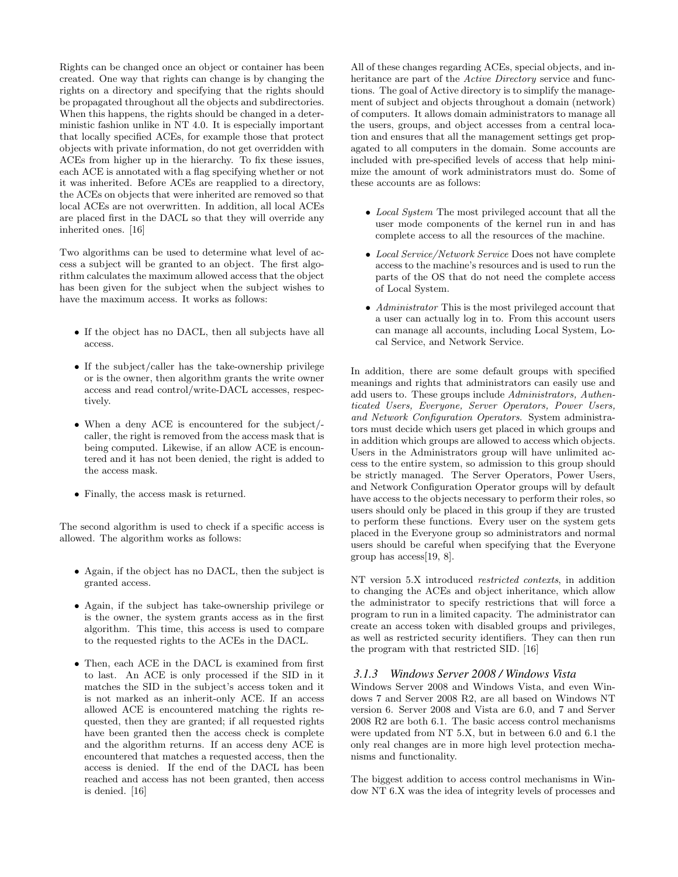Rights can be changed once an object or container has been created. One way that rights can change is by changing the rights on a directory and specifying that the rights should be propagated throughout all the objects and subdirectories. When this happens, the rights should be changed in a deterministic fashion unlike in NT 4.0. It is especially important that locally specified ACEs, for example those that protect objects with private information, do not get overridden with ACEs from higher up in the hierarchy. To fix these issues, each ACE is annotated with a flag specifying whether or not it was inherited. Before ACEs are reapplied to a directory, the ACEs on objects that were inherited are removed so that local ACEs are not overwritten. In addition, all local ACEs are placed first in the DACL so that they will override any inherited ones. [16]

Two algorithms can be used to determine what level of access a subject will be granted to an object. The first algorithm calculates the maximum allowed access that the object has been given for the subject when the subject wishes to have the maximum access. It works as follows:

- If the object has no DACL, then all subjects have all access.
- If the subject/caller has the take-ownership privilege or is the owner, then algorithm grants the write owner access and read control/write-DACL accesses, respectively.
- When a deny ACE is encountered for the subject/caller, the right is removed from the access mask that is being computed. Likewise, if an allow ACE is encountered and it has not been denied, the right is added to the access mask.
- Finally, the access mask is returned.

The second algorithm is used to check if a specific access is allowed. The algorithm works as follows:

- Again, if the object has no DACL, then the subject is granted access.
- Again, if the subject has take-ownership privilege or is the owner, the system grants access as in the first algorithm. This time, this access is used to compare to the requested rights to the ACEs in the DACL.
- Then, each ACE in the DACL is examined from first to last. An ACE is only processed if the SID in it matches the SID in the subject's access token and it is not marked as an inherit-only ACE. If an access allowed ACE is encountered matching the rights requested, then they are granted; if all requested rights have been granted then the access check is complete and the algorithm returns. If an access deny ACE is encountered that matches a requested access, then the access is denied. If the end of the DACL has been reached and access has not been granted, then access is denied. [16]

All of these changes regarding ACEs, special objects, and inheritance are part of the *Active Directory* service and functions. The goal of Active directory is to simplify the management of subject and objects throughout a domain (network) of computers. It allows domain administrators to manage all the users, groups, and object accesses from a central location and ensures that all the management settings get propagated to all computers in the domain. Some accounts are included with pre-specified levels of access that help minimize the amount of work administrators must do. Some of these accounts are as follows:

- *Local System* The most privileged account that all the user mode components of the kernel run in and has complete access to all the resources of the machine.
- *Local Service/Network Service* Does not have complete access to the machine's resources and is used to run the parts of the OS that do not need the complete access of Local System.
- *Administrator* This is the most privileged account that a user can actually log in to. From this account users can manage all accounts, including Local System, Local Service, and Network Service.

In addition, there are some default groups with specified meanings and rights that administrators can easily use and add users to. These groups include *Administrators, Authenticated Users, Everyone, Server Operators, Power Users, and Network Configuration Operators*. System administrators must decide which users get placed in which groups and in addition which groups are allowed to access which objects. Users in the Administrators group will have unlimited access to the entire system, so admission to this group should be strictly managed. The Server Operators, Power Users, and Network Configuration Operator groups will by default have access to the objects necessary to perform their roles, so users should only be placed in this group if they are trusted to perform these functions. Every user on the system gets placed in the Everyone group so administrators and normal users should be careful when specifying that the Everyone group has access[19, 8].

NT version 5.X introduced *restricted contexts*, in addition to changing the ACEs and object inheritance, which allow the administrator to specify restrictions that will force a program to run in a limited capacity. The administrator can create an access token with disabled groups and privileges, as well as restricted security identifiers. They can then run the program with that restricted SID. [16]

### 3.1.3 Windows Server 2008 / Windows Vista

Windows Server 2008 and Windows Vista, and even Windows 7 and Server 2008 R2, are all based on Windows NT version 6. Server 2008 and Vista are 6.0, and 7 and Server 2008 R2 are both 6.1. The basic access control mechanisms were updated from NT 5.X, but in between 6.0 and 6.1 the only real changes are in more high level protection mechanisms and functionality.

The biggest addition to access control mechanisms in Window NT 6.X was the idea of integrity levels of processes and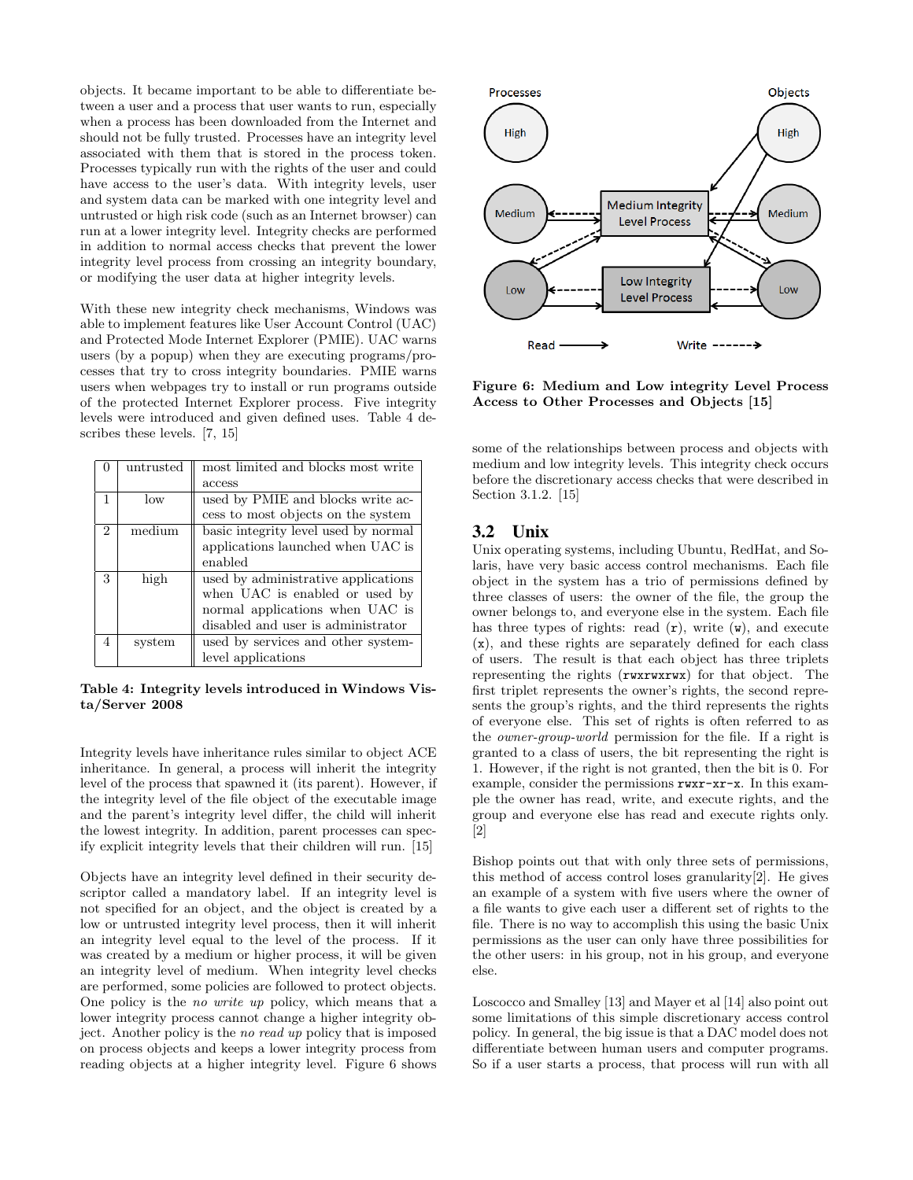objects. It became important to be able to differentiate between a user and a process that user wants to run, especially when a process has been downloaded from the Internet and should not be fully trusted. Processes have an integrity level associated with them that is stored in the process token. Processes typically run with the rights of the user and could have access to the user's data. With integrity levels, user and system data can be marked with one integrity level and untrusted or high risk code (such as an Internet browser) can run at a lower integrity level. Integrity checks are performed in addition to normal access checks that prevent the lower integrity level process from crossing an integrity boundary, or modifying the user data at higher integrity levels.

With these new integrity check mechanisms, Windows was able to implement features like User Account Control (UAC) and Protected Mode Internet Explorer (PMIE). UAC warns users (by a popup) when they are executing programs/processes that try to cross integrity boundaries. PMIE warns users when webpages try to install or run programs outside of the protected Internet Explorer process. Five integrity levels were introduced and given defined uses. Table 4 describes these levels. [7, 15]

| | | |
|---|---|---|
| 0 | untrusted | most limited and blocks most write access |
| 1 | low | used by PMIE and blocks write access to most objects on the system |
| 2 | medium | basic integrity level used by normal applications launched when UAC is enabled |
| 3 | high | used by administrative applications when UAC is enabled or used by normal applications when UAC is disabled and user is administrator |
| 4 | system | used by services and other system-level applications |

**Table 4: Integrity levels introduced in Windows Vista/Server 2008**

Integrity levels have inheritance rules similar to object ACE inheritance. In general, a process will inherit the integrity level of the process that spawned it (its parent). However, if the integrity level of the file object of the executable image and the parent's integrity level differ, the child will inherit the lowest integrity. In addition, parent processes can specify explicit integrity levels that their children will run. [15]

Objects have an integrity level defined in their security descriptor called a mandatory label. If an integrity level is not specified for an object, and the object is created by a low or untrusted integrity level process, then it will inherit an integrity level equal to the level of the process. If it was created by a medium or higher process, it will be given an integrity level of medium. When integrity level checks are performed, some policies are followed to protect objects. One policy is the *no write up* policy, which means that a lower integrity process cannot change a higher integrity object. Another policy is the *no read up* policy that is imposed on process objects and keeps a lower integrity process from reading objects at a higher integrity level. Figure 6 shows some of the relationships between process and objects with medium and low integrity levels. This integrity check occurs before the discretionary access checks that were described in Section 3.1.2. [15]

Processes

Objects

High

Medium

Low

Medium Integrity Level Process

Low Integrity Level Process

Read

Write

**Figure 6: Medium and Low integrity Level Process Access to Other Processes and Objects [15]**

## 3.2 Unix

Unix operating systems, including Ubuntu, RedHat, and Solaris, have very basic access control mechanisms. Each file object in the system has a trio of permissions defined by three classes of users: the owner of the file, the group the owner belongs to, and everyone else in the system. Each file has three types of rights: read (`r`), write (`w`), and execute (`x`), and these rights are separately defined for each class of users. The result is that each object has three triplets representing the rights (`rwxrwxrwx`) for that object. The first triplet represents the owner's rights, the second represents the group's rights, and the third represents the rights of everyone else. This set of rights is often referred to as the *owner-group-world* permission for the file. If a right is granted to a class of users, the bit representing the right is 1. However, if the right is not granted, then the bit is 0. For example, consider the permissions `rwxr-xr-x`. In this example the owner has read, write, and execute rights, and the group and everyone else has read and execute rights only. [2]

Bishop points out that with only three sets of permissions, this method of access control loses granularity[2]. He gives an example of a system with five users where the owner of a file wants to give each user a different set of rights to the file. There is no way to accomplish this using the basic Unix permissions as the user can only have three possibilities for the other users: in his group, not in his group, and everyone else.

Loscocco and Smalley [13] and Mayer et al [14] also point out some limitations of this simple discretionary access control policy. In general, the big issue is that a DAC model does not differentiate between human users and computer programs. So if a user starts a process, that process will run with all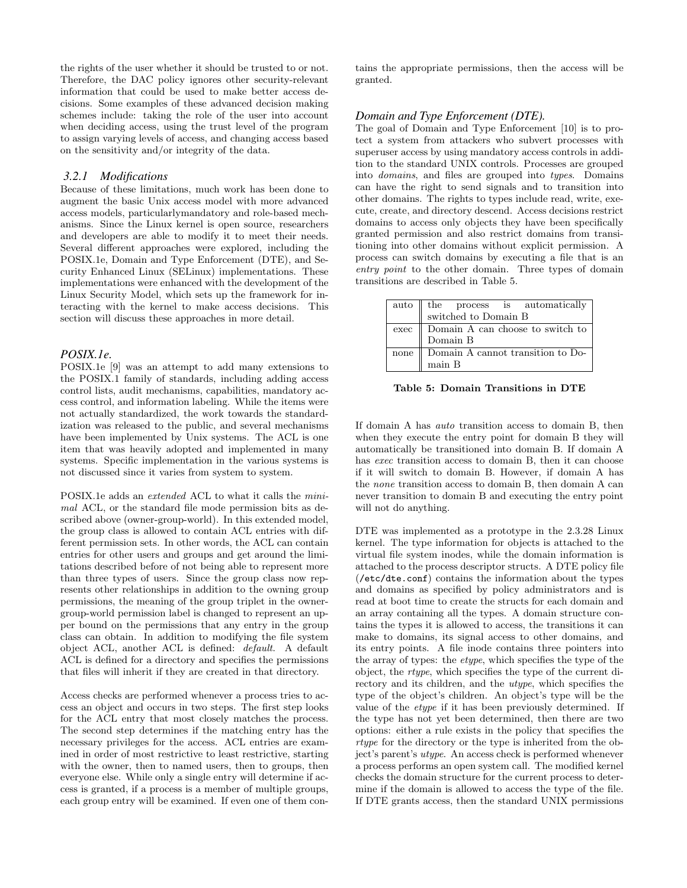the rights of the user whether it should be trusted to or not. Therefore, the DAC policy ignores other security-relevant information that could be used to make better access decisions. Some examples of these advanced decision making schemes include: taking the role of the user into account when deciding access, using the trust level of the program to assign varying levels of access, and changing access based on the sensitivity and/or integrity of the data.

### 3.2.1 Modifications

Because of these limitations, much work has been done to augment the basic Unix access model with more advanced access models, particularlymandatory and role-based mechanisms. Since the Linux kernel is open source, researchers and developers are able to modify it to meet their needs. Several different approaches were explored, including the POSIX.1e, Domain and Type Enforcement (DTE), and Security Enhanced Linux (SELinux) implementations. These implementations were enhanced with the development of the Linux Security Model, which sets up the framework for interacting with the kernel to make access decisions. This section will discuss these approaches in more detail.

#### POSIX.1e.

POSIX.1e [9] was an attempt to add many extensions to the POSIX.1 family of standards, including adding access control lists, audit mechanisms, capabilities, mandatory access control, and information labeling. While the items were not actually standardized, the work towards the standardization was released to the public, and several mechanisms have been implemented by Unix systems. The ACL is one item that was heavily adopted and implemented in many systems. Specific implementation in the various systems is not discussed since it varies from system to system.

POSIX.1e adds an *extended* ACL to what it calls the *minimal* ACL, or the standard file mode permission bits as described above (owner-group-world). In this extended model, the group class is allowed to contain ACL entries with different permission sets. In other words, the ACL can contain entries for other users and groups and get around the limitations described before of not being able to represent more than three types of users. Since the group class now represents other relationships in addition to the owning group permissions, the meaning of the group triplet in the owner-group-world permission label is changed to represent an upper bound on the permissions that any entry in the group class can obtain. In addition to modifying the file system object ACL, another ACL is defined: *default*. A default ACL is defined for a directory and specifies the permissions that files will inherit if they are created in that directory.

Access checks are performed whenever a process tries to access an object and occurs in two steps. The first step looks for the ACL entry that most closely matches the process. The second step determines if the matching entry has the necessary privileges for the access. ACL entries are examined in order of most restrictive to least restrictive, starting with the owner, then to named users, then to groups, then everyone else. While only a single entry will determine if access is granted, if a process is a member of multiple groups, each group entry will be examined. If even one of them contains the appropriate permissions, then the access will be granted.

#### Domain and Type Enforcement (DTE).

The goal of Domain and Type Enforcement [10] is to protect a system from attackers who subvert processes with superuser access by using mandatory access controls in addition to the standard UNIX controls. Processes are grouped into *domains*, and files are grouped into *types*. Domains can have the right to send signals and to transition into other domains. The rights to types include read, write, execute, create, and directory descend. Access decisions restrict domains to access only objects they have been specifically granted permission and also restrict domains from transitioning into other domains without explicit permission. A process can switch domains by executing a file that is an *entry point* to the other domain. Three types of domain transitions are described in Table 5.

| | |
|---|---|
| auto | the process is automatically switched to Domain B |
| exec | Domain A can choose to switch to Domain B |
| none | Domain A cannot transition to Domain B |

**Table 5: Domain Transitions in DTE**

If domain A has *auto* transition access to domain B, then when they execute the entry point for domain B they will automatically be transitioned into domain B. If domain A has *exec* transition access to domain B, then it can choose if it will switch to domain B. However, if domain A has the *none* transition access to domain B, then domain A can never transition to domain B and executing the entry point will not do anything.

DTE was implemented as a prototype in the 2.3.28 Linux kernel. The type information for objects is attached to the virtual file system inodes, while the domain information is attached to the process descriptor structs. A DTE policy file (`/etc/dte.conf`) contains the information about the types and domains as specified by policy administrators and is read at boot time to create the structs for each domain and an array containing all the types. A domain structure contains the types it is allowed to access, the transitions it can make to domains, its signal access to other domains, and its entry points. A file inode contains three pointers into the array of types: the *etype*, which specifies the type of the object, the *rtype*, which specifies the type of the current directory and its children, and the *utype*, which specifies the type of the object's children. An object's type will be the value of the *etype* if it has been previously determined. If the type has not yet been determined, then there are two options: either a rule exists in the policy that specifies the *rtype* for the directory or the type is inherited from the object's parent's *utype*. An access check is performed whenever a process performs an open system call. The modified kernel checks the domain structure for the current process to determine if the domain is allowed to access the type of the file. If DTE grants access, then the standard UNIX permissions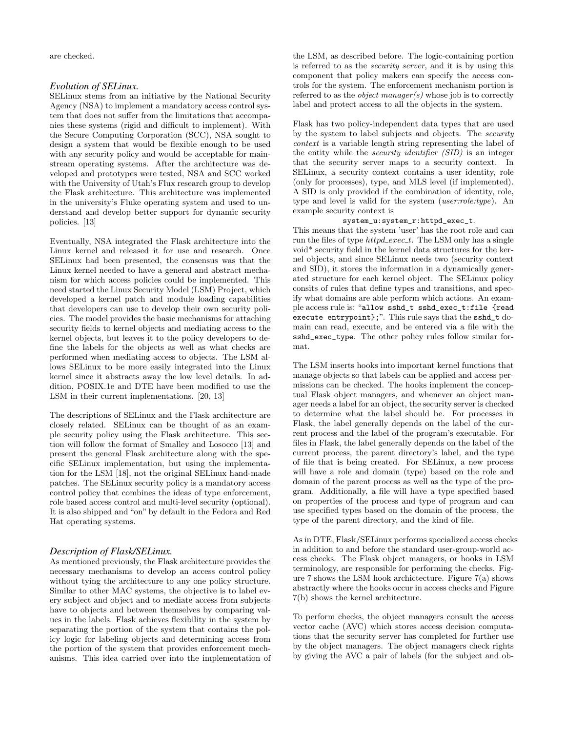are checked.

### *Evolution of SELinux.*

SELinux stems from an initiative by the National Security Agency (NSA) to implement a mandatory access control system that does not suffer from the limitations that accompanies these systems (rigid and difficult to implement). With the Secure Computing Corporation (SCC), NSA sought to design a system that would be flexible enough to be used with any security policy and would be acceptable for mainstream operating systems. After the architecture was developed and prototypes were tested, NSA and SCC worked with the University of Utah's Flux research group to develop the Flask architecture. This architecture was implemented in the university's Fluke operating system and used to understand and develop better support for dynamic security policies. [13]

Eventually, NSA integrated the Flask architecture into the Linux kernel and released it for use and research. Once SELinux had been presented, the consensus was that the Linux kernel needed to have a general and abstract mechanism for which access policies could be implemented. This need started the Linux Security Model (LSM) Project, which developed a kernel patch and module loading capabilities that developers can use to develop their own security policies. The model provides the basic mechanisms for attaching security fields to kernel objects and mediating access to the kernel objects, but leaves it to the policy developers to define the labels for the objects as well as what checks are performed when mediating access to objects. The LSM allows SELinux to be more easily integrated into the Linux kernel since it abstracts away the low level details. In addition, POSIX.1e and DTE have been modified to use the LSM in their current implementations. [20, 13]

The descriptions of SELinux and the Flask architecture are closely related. SELinux can be thought of as an example security policy using the Flask architecture. This section will follow the format of Smalley and Losocco [13] and present the general Flask architecture along with the specific SELinux implementation, but using the implementation for the LSM [18], not the original SELinux hand-made patches. The SELinux security policy is a mandatory access control policy that combines the ideas of type enforcement, role based access control and multi-level security (optional). It is also shipped and "on" by default in the Fedora and Red Hat operating systems.

### *Description of Flask/SELinux.*

As mentioned previously, the Flask architecture provides the necessary mechanisms to develop an access control policy without tying the architecture to any one policy structure. Similar to other MAC systems, the objective is to label every subject and object and to mediate access from subjects have to objects and between themselves by comparing values in the labels. Flask achieves flexibility in the system by separating the portion of the system that contains the policy logic for labeling objects and determining access from the portion of the system that provides enforcement mechanisms. This idea carried over into the implementation of the LSM, as described before. The logic-containing portion is referred to as the *security server*, and it is by using this component that policy makers can specify the access controls for the system. The enforcement mechanism portion is referred to as the *object manager(s)* whose job is to correctly label and protect access to all the objects in the system.

Flask has two policy-independent data types that are used by the system to label subjects and objects. The *security context* is a variable length string representing the label of the entity while the *security identifier (SID)* is an integer that the security server maps to a security context. In SELinux, a security context contains a user identity, role (only for processes), type, and MLS level (if implemented). A SID is only provided if the combination of identity, role, type and level is valid for the system (*user:role:type*). An example security context is

`system_u:system_r:httpd_exec_t`.

This means that the system 'user' has the root role and can run the files of type *httpd_exec_t*. The LSM only has a single void* security field in the kernel data structures for the kernel objects, and since SELinux needs two (security context and SID), it stores the information in a dynamically generated structure for each kernel object. The SELinux policy consits of rules that define types and transitions, and specify what domains are able perform which actions. An example access rule is: "`allow sshd_t sshd_exec_t:file {read execute entrypoint};`". This rule says that the `sshd_t` domain can read, execute, and be entered via a file with the `sshd_exec_type`. The other policy rules follow similar format.

The LSM inserts hooks into important kernel functions that manage objects so that labels can be applied and access permissions can be checked. The hooks implement the conceptual Flask object managers, and whenever an object manager needs a label for an object, the security server is checked to determine what the label should be. For processes in Flask, the label generally depends on the label of the current process and the label of the program's executable. For files in Flask, the label generally depends on the label of the current process, the parent directory's label, and the type of file that is being created. For SELinux, a new process will have a role and domain (type) based on the role and domain of the parent process as well as the type of the program. Additionally, a file will have a type specified based on properties of the process and type of program and can use specified types based on the domain of the process, the type of the parent directory, and the kind of file.

As in DTE, Flask/SELinux performs specialized access checks in addition to and before the standard user-group-world access checks. The Flask object managers, or hooks in LSM terminology, are responsible for performing the checks. Figure 7 shows the LSM hook archictecture. Figure 7(a) shows abstractly where the hooks occur in access checks and Figure 7(b) shows the kernel architecture.

To perform checks, the object managers consult the access vector cache (AVC) which stores access decision computations that the security server has completed for further use by the object managers. The object managers check rights by giving the AVC a pair of labels (for the subject and ob-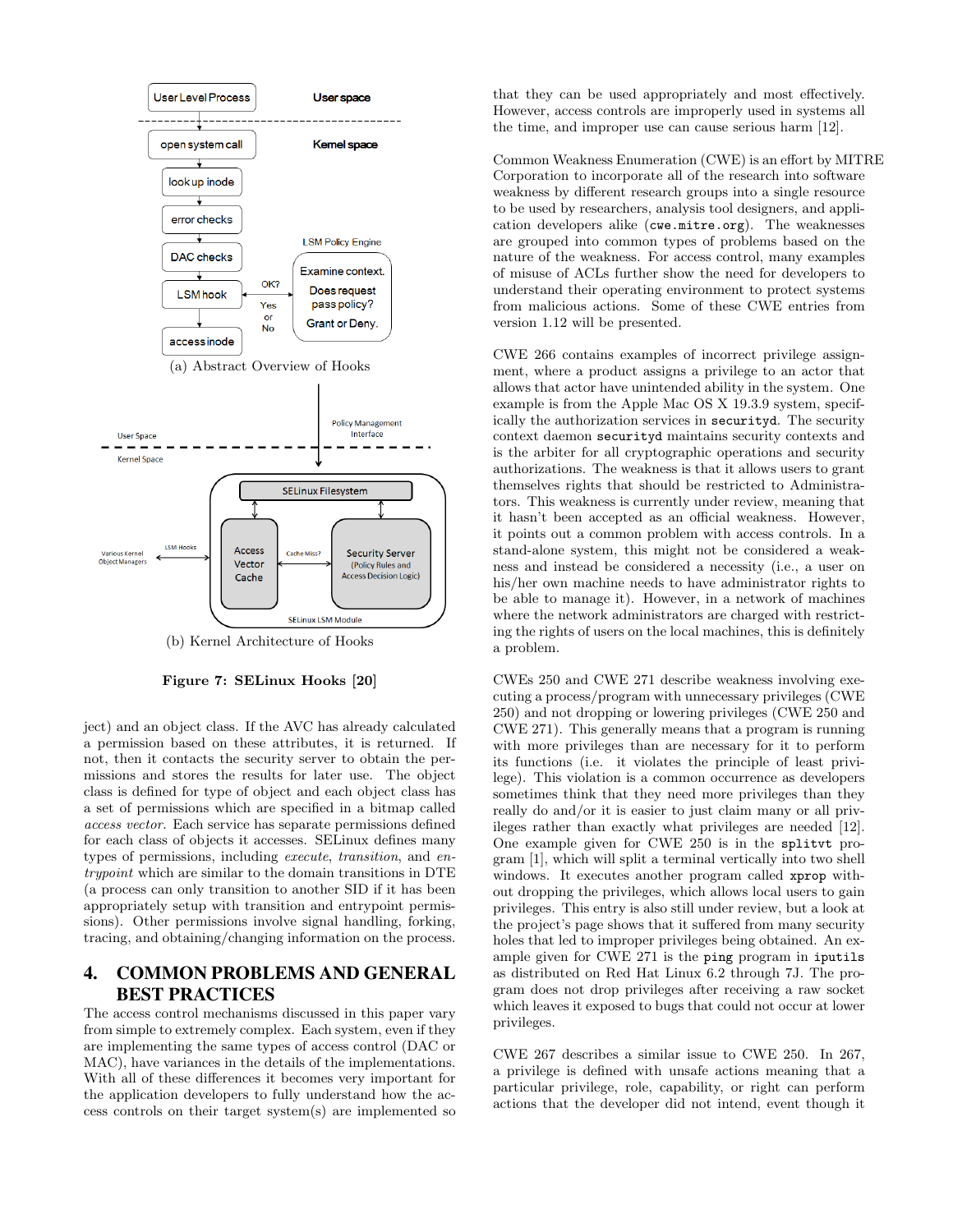(a) Abstract Overview of Hooks

(b) Kernel Architecture of Hooks

**Figure 7: SELinux Hooks [20]**

ject) and an object class. If the AVC has already calculated a permission based on these attributes, it is returned. If not, then it contacts the security server to obtain the permissions and stores the results for later use. The object class is defined for type of object and each object class has a set of permissions which are specified in a bitmap called *access vector*. Each service has separate permissions defined for each class of objects it accesses. SELinux defines many types of permissions, including *execute*, *transition*, and *entrypoint* which are similar to the domain transitions in DTE (a process can only transition to another SID if it has been appropriately setup with transition and entrypoint permissions). Other permissions involve signal handling, forking, tracing, and obtaining/changing information on the process.

# 4. COMMON PROBLEMS AND GENERAL BEST PRACTICES

The access control mechanisms discussed in this paper vary from simple to extremely complex. Each system, even if they are implementing the same types of access control (DAC or MAC), have variances in the details of the implementations. With all of these differences it becomes very important for the application developers to fully understand how the access controls on their target system(s) are implemented so that they can be used appropriately and most effectively. However, access controls are improperly used in systems all the time, and improper use can cause serious harm [12].

Common Weakness Enumeration (CWE) is an effort by MITRE Corporation to incorporate all of the research into software weakness by different research groups into a single resource to be used by researchers, analysis tool designers, and application developers alike (`cwe.mitre.org`). The weaknesses are grouped into common types of problems based on the nature of the weakness. For access control, many examples of misuse of ACLs further show the need for developers to understand their operating environment to protect systems from malicious actions. Some of these CWE entries from version 1.12 will be presented.

CWE 266 contains examples of incorrect privilege assignment, where a product assigns a privilege to an actor that allows that actor have unintended ability in the system. One example is from the Apple Mac OS X 19.3.9 system, specifically the authorization services in `securityd`. The security context daemon `securityd` maintains security contexts and is the arbiter for all cryptographic operations and security authorizations. The weakness is that it allows users to grant themselves rights that should be restricted to Administrators. This weakness is currently under review, meaning that it hasn't been accepted as an official weakness. However, it points out a common problem with access controls. In a stand-alone system, this might not be considered a weakness and instead be considered a necessity (i.e., a user on his/her own machine needs to have administrator rights to be able to manage it). However, in a network of machines where the network administrators are charged with restricting the rights of users on the local machines, this is definitely a problem.

CWEs 250 and CWE 271 describe weakness involving executing a process/program with unnecessary privileges (CWE 250) and not dropping or lowering privileges (CWE 250 and CWE 271). This generally means that a program is running with more privileges than are necessary for it to perform its functions (i.e. it violates the principle of least privilege). This violation is a common occurrence as developers sometimes think that they need more privileges than they really do and/or it is easier to just claim many or all privileges rather than exactly what privileges are needed [12]. One example given for CWE 250 is in the `splitvt` program [1], which will split a terminal vertically into two shell windows. It executes another program called `xprop` without dropping the privileges, which allows local users to gain privileges. This entry is also still under review, but a look at the project's page shows that it suffered from many security holes that led to improper privileges being obtained. An example given for CWE 271 is the `ping` program in `iputils` as distributed on Red Hat Linux 6.2 through 7J. The program does not drop privileges after receiving a raw socket which leaves it exposed to bugs that could not occur at lower privileges.

CWE 267 describes a similar issue to CWE 250. In 267, a privilege is defined with unsafe actions meaning that a particular privilege, role, capability, or right can perform actions that the developer did not intend, event though it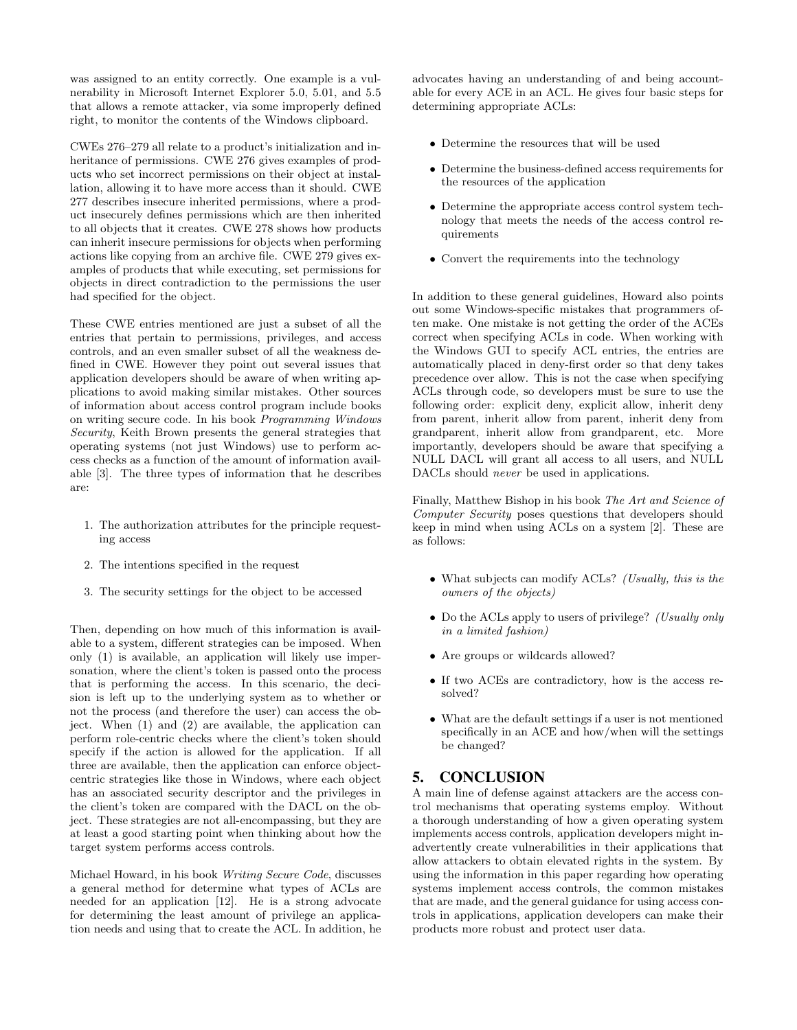was assigned to an entity correctly. One example is a vulnerability in Microsoft Internet Explorer 5.0, 5.01, and 5.5 that allows a remote attacker, via some improperly defined right, to monitor the contents of the Windows clipboard.

CWEs 276–279 all relate to a product's initialization and inheritance of permissions. CWE 276 gives examples of products who set incorrect permissions on their object at installation, allowing it to have more access than it should. CWE 277 describes insecure inherited permissions, where a product insecurely defines permissions which are then inherited to all objects that it creates. CWE 278 shows how products can inherit insecure permissions for objects when performing actions like copying from an archive file. CWE 279 gives examples of products that while executing, set permissions for objects in direct contradiction to the permissions the user had specified for the object.

These CWE entries mentioned are just a subset of all the entries that pertain to permissions, privileges, and access controls, and an even smaller subset of all the weakness defined in CWE. However they point out several issues that application developers should be aware of when writing applications to avoid making similar mistakes. Other sources of information about access control program include books on writing secure code. In his book *Programming Windows Security*, Keith Brown presents the general strategies that operating systems (not just Windows) use to perform access checks as a function of the amount of information available [3]. The three types of information that he describes are:

1. The authorization attributes for the principle requesting access
2. The intentions specified in the request
3. The security settings for the object to be accessed

Then, depending on how much of this information is available to a system, different strategies can be imposed. When only (1) is available, an application will likely use impersonation, where the client's token is passed onto the process that is performing the access. In this scenario, the decision is left up to the underlying system as to whether or not the process (and therefore the user) can access the object. When (1) and (2) are available, the application can perform role-centric checks where the client's token should specify if the action is allowed for the application. If all three are available, then the application can enforce object-centric strategies like those in Windows, where each object has an associated security descriptor and the privileges in the client's token are compared with the DACL on the object. These strategies are not all-encompassing, but they are at least a good starting point when thinking about how the target system performs access controls.

Michael Howard, in his book *Writing Secure Code*, discusses a general method for determine what types of ACLs are needed for an application [12]. He is a strong advocate for determining the least amount of privilege an application needs and using that to create the ACL. In addition, he advocates having an understanding of and being accountable for every ACE in an ACL. He gives four basic steps for determining appropriate ACLs:

- Determine the resources that will be used
- Determine the business-defined access requirements for the resources of the application
- Determine the appropriate access control system technology that meets the needs of the access control requirements
- Convert the requirements into the technology

In addition to these general guidelines, Howard also points out some Windows-specific mistakes that programmers often make. One mistake is not getting the order of the ACEs correct when specifying ACLs in code. When working with the Windows GUI to specify ACL entries, the entries are automatically placed in deny-first order so that deny takes precedence over allow. This is not the case when specifying ACLs through code, so developers must be sure to use the following order: explicit deny, explicit allow, inherit deny from parent, inherit allow from parent, inherit deny from grandparent, inherit allow from grandparent, etc. More importantly, developers should be aware that specifying a NULL DACL will grant all access to all users, and NULL DACLs should *never* be used in applications.

Finally, Matthew Bishop in his book *The Art and Science of Computer Security* poses questions that developers should keep in mind when using ACLs on a system [2]. These are as follows:

- What subjects can modify ACLs? *(Usually, this is the owners of the objects)*
- Do the ACLs apply to users of privilege? *(Usually only in a limited fashion)*
- Are groups or wildcards allowed?
- If two ACEs are contradictory, how is the access resolved?
- What are the default settings if a user is not mentioned specifically in an ACE and how/when will the settings be changed?

## 5. CONCLUSION

A main line of defense against attackers are the access control mechanisms that operating systems employ. Without a thorough understanding of how a given operating system implements access controls, application developers might inadvertently create vulnerabilities in their applications that allow attackers to obtain elevated rights in the system. By using the information in this paper regarding how operating systems implement access controls, the common mistakes that are made, and the general guidance for using access controls in applications, application developers can make their products more robust and protect user data.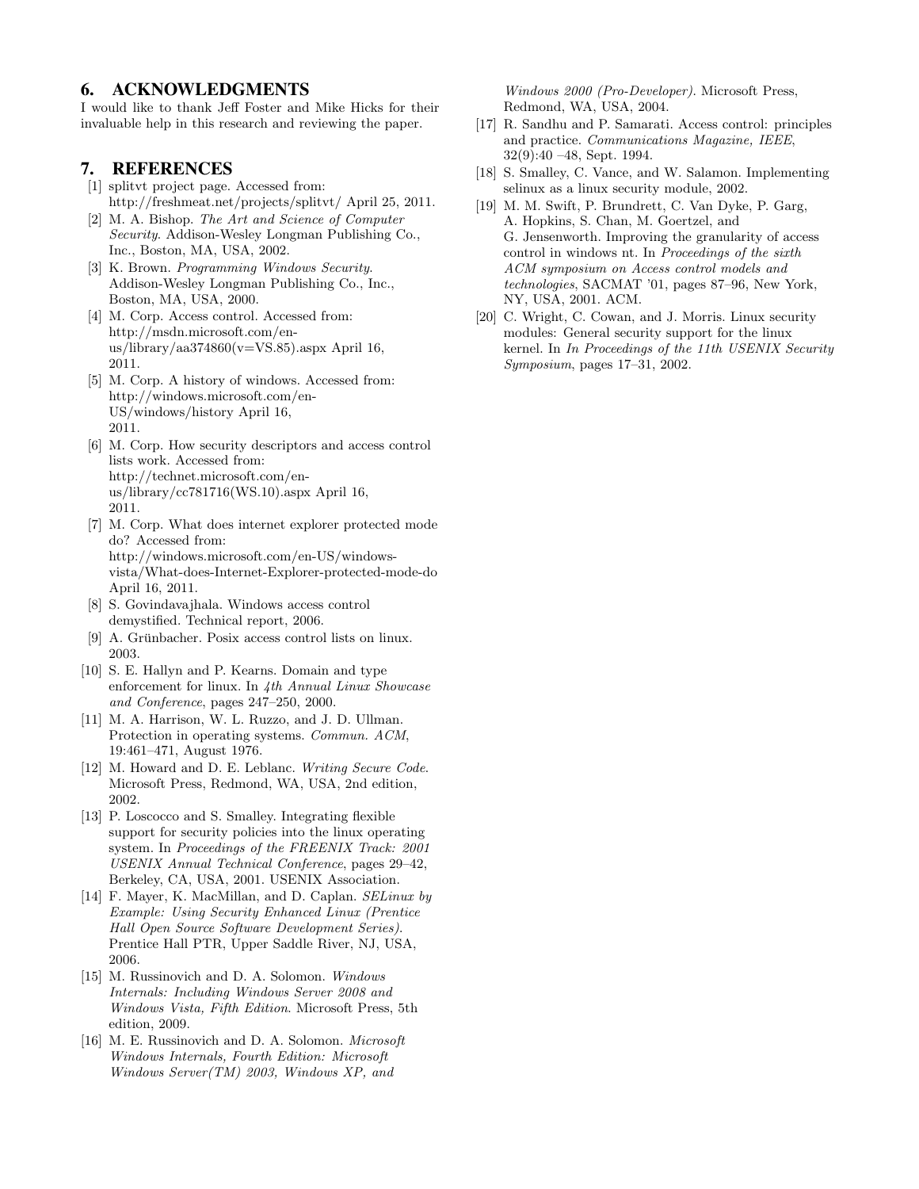## 6. ACKNOWLEDGMENTS

I would like to thank Jeff Foster and Mike Hicks for their invaluable help in this research and reviewing the paper.

## 7. REFERENCES

[1] splitvt project page. Accessed from: http://freshmeat.net/projects/splitvt/ April 25, 2011.

[2] M. A. Bishop. *The Art and Science of Computer Security*. Addison-Wesley Longman Publishing Co., Inc., Boston, MA, USA, 2002.

[3] K. Brown. *Programming Windows Security*. Addison-Wesley Longman Publishing Co., Inc., Boston, MA, USA, 2000.

[4] M. Corp. Access control. Accessed from: http://msdn.microsoft.com/en-us/library/aa374860(v=VS.85).aspx April 16, 2011.

[5] M. Corp. A history of windows. Accessed from: http://windows.microsoft.com/en-US/windows/history April 16, 2011.

[6] M. Corp. How security descriptors and access control lists work. Accessed from: http://technet.microsoft.com/en-us/library/cc781716(WS.10).aspx April 16, 2011.

[7] M. Corp. What does internet explorer protected mode do? Accessed from: http://windows.microsoft.com/en-US/windows-vista/What-does-Internet-Explorer-protected-mode-do April 16, 2011.

[8] S. Govindavajhala. Windows access control demystified. Technical report, 2006.

[9] A. Grünbacher. Posix access control lists on linux. 2003.

[10] S. E. Hallyn and P. Kearns. Domain and type enforcement for linux. In *4th Annual Linux Showcase and Conference*, pages 247–250, 2000.

[11] M. A. Harrison, W. L. Ruzzo, and J. D. Ullman. Protection in operating systems. *Commun. ACM*, 19:461–471, August 1976.

[12] M. Howard and D. E. Leblanc. *Writing Secure Code*. Microsoft Press, Redmond, WA, USA, 2nd edition, 2002.

[13] P. Loscocco and S. Smalley. Integrating flexible support for security policies into the linux operating system. In *Proceedings of the FREENIX Track: 2001 USENIX Annual Technical Conference*, pages 29–42, Berkeley, CA, USA, 2001. USENIX Association.

[14] F. Mayer, K. MacMillan, and D. Caplan. *SELinux by Example: Using Security Enhanced Linux (Prentice Hall Open Source Software Development Series)*. Prentice Hall PTR, Upper Saddle River, NJ, USA, 2006.

[15] M. Russinovich and D. A. Solomon. *Windows Internals: Including Windows Server 2008 and Windows Vista, Fifth Edition*. Microsoft Press, 5th edition, 2009.

[16] M. E. Russinovich and D. A. Solomon. *Microsoft Windows Internals, Fourth Edition: Microsoft Windows Server(TM) 2003, Windows XP, and Windows 2000 (Pro-Developer)*. Microsoft Press, Redmond, WA, USA, 2004.

[17] R. Sandhu and P. Samarati. Access control: principles and practice. *Communications Magazine, IEEE*, 32(9):40 –48, Sept. 1994.

[18] S. Smalley, C. Vance, and W. Salamon. Implementing selinux as a linux security module, 2002.

[19] M. M. Swift, P. Brundrett, C. Van Dyke, P. Garg, A. Hopkins, S. Chan, M. Goertzel, and G. Jensenworth. Improving the granularity of access control in windows nt. In *Proceedings of the sixth ACM symposium on Access control models and technologies*, SACMAT '01, pages 87–96, New York, NY, USA, 2001. ACM.

[20] C. Wright, C. Cowan, and J. Morris. Linux security modules: General security support for the linux kernel. In *In Proceedings of the 11th USENIX Security Symposium*, pages 17–31, 2002.